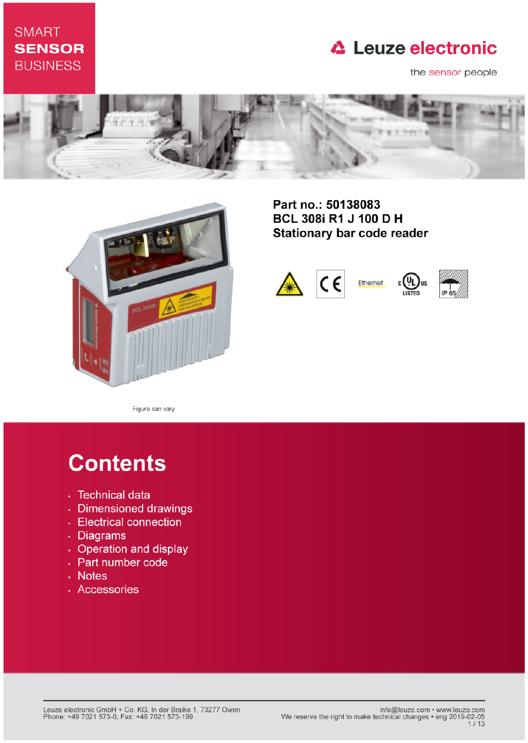SMART
**SENSOR**
BUSINESS

Leuze electronic

the sensor people

# Part no.: 50138083
# BCL 308i R1 J 100 D H
# Stationary bar code reader

Figure can vary

## Contents

- Technical data
- Dimensioned drawings
- Electrical connection
- Diagrams
- Operation and display
- Part number code
- Notes
- Accessories

Leuze electronic GmbH + Co. KG, In der Braike 1, 73277 Owen
Phone: +49 7021 573-0, Fax: +49 7021 573-199

info@leuze.com • www.leuze.com
We reserve the right to make technical changes • eng 2019-02-05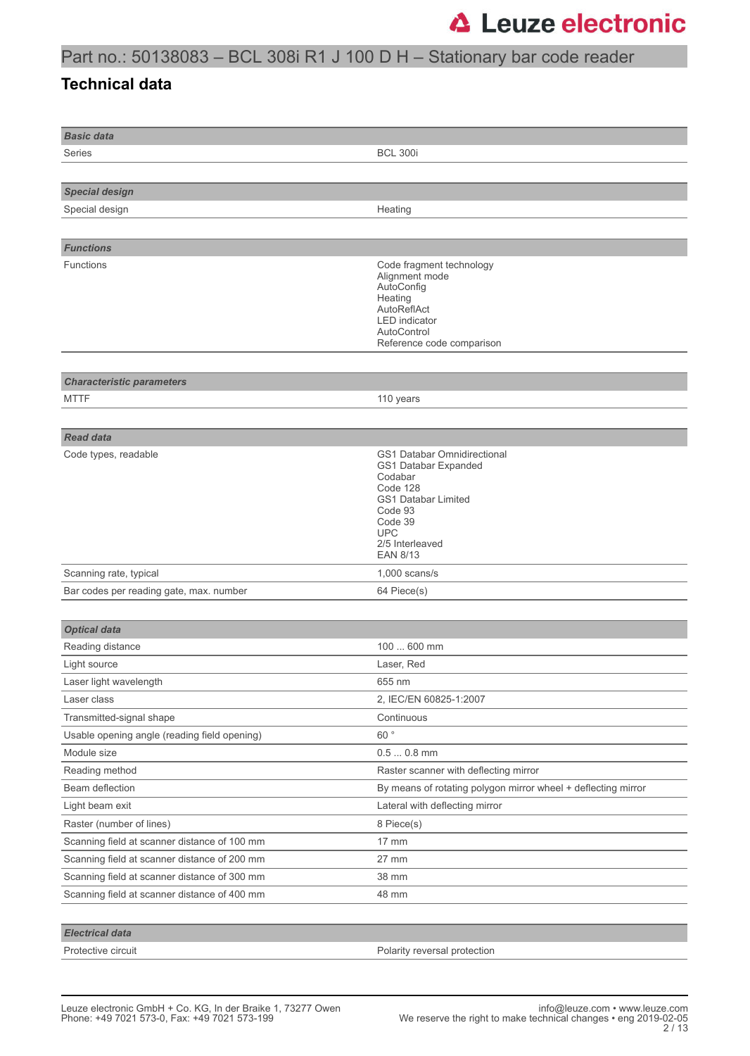# Part no.: 50138083 – BCL 308i R1 J 100 D H – Stationary bar code reader

## Technical data

| ***Basic data*** | |
|---|---|
| Series | BCL 300i |

| ***Special design*** | |
|---|---|
| Special design | Heating |

| ***Functions*** | |
|---|---|
| Functions | Code fragment technology<br>Alignment mode<br>AutoConfig<br>Heating<br>AutoReflAct<br>LED indicator<br>AutoControl<br>Reference code comparison |

| ***Characteristic parameters*** | |
|---|---|
| MTTF | 110 years |

| ***Read data*** | |
|---|---|
| Code types, readable | GS1 Databar Omnidirectional<br>GS1 Databar Expanded<br>Codabar<br>Code 128<br>GS1 Databar Limited<br>Code 93<br>Code 39<br>UPC<br>2/5 Interleaved<br>EAN 8/13 |
| Scanning rate, typical | 1,000 scans/s |
| Bar codes per reading gate, max. number | 64 Piece(s) |

| ***Optical data*** | |
|---|---|
| Reading distance | 100 ... 600 mm |
| Light source | Laser, Red |
| Laser light wavelength | 655 nm |
| Laser class | 2, IEC/EN 60825-1:2007 |
| Transmitted-signal shape | Continuous |
| Usable opening angle (reading field opening) | 60 ° |
| Module size | 0.5 ... 0.8 mm |
| Reading method | Raster scanner with deflecting mirror |
| Beam deflection | By means of rotating polygon mirror wheel + deflecting mirror |
| Light beam exit | Lateral with deflecting mirror |
| Raster (number of lines) | 8 Piece(s) |
| Scanning field at scanner distance of 100 mm | 17 mm |
| Scanning field at scanner distance of 200 mm | 27 mm |
| Scanning field at scanner distance of 300 mm | 38 mm |
| Scanning field at scanner distance of 400 mm | 48 mm |

| ***Electrical data*** | |
|---|---|
| Protective circuit | Polarity reversal protection |

Leuze electronic GmbH + Co. KG, In der Braike 1, 73277 Owen
Phone: +49 7021 573-0, Fax: +49 7021 573-199

info@leuze.com • www.leuze.com
We reserve the right to make technical changes • eng 2019-02-05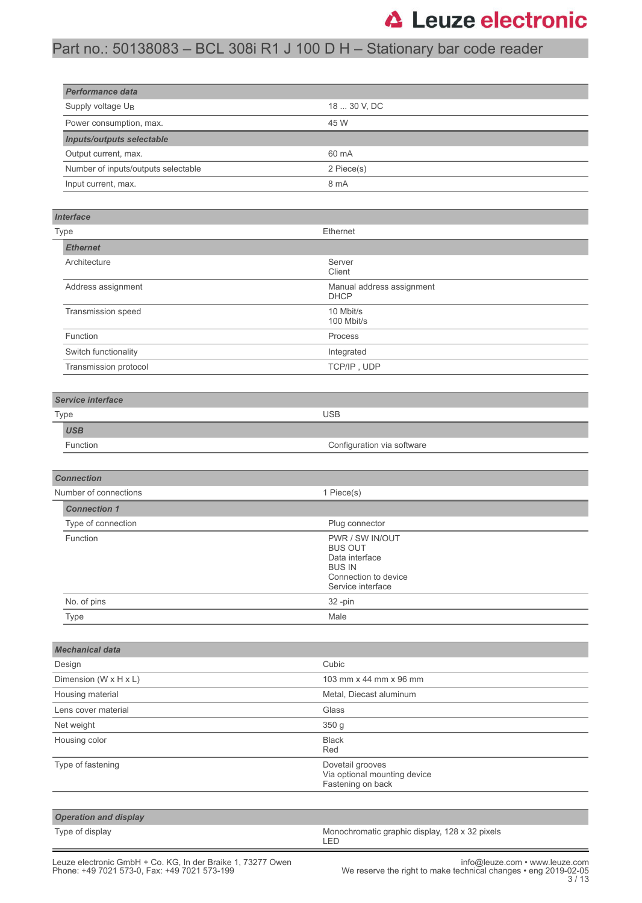| *Performance data* | |
|---|---|
| Supply voltage $U_B$ | 18 ... 30 V, DC |
| Power consumption, max. | 45 W |
| ***Inputs/outputs selectable*** | |
| Output current, max. | 60 mA |
| Number of inputs/outputs selectable | 2 Piece(s) |
| Input current, max. | 8 mA |

| *Interface* | |
|---|---|
| Type | Ethernet |
| ***Ethernet*** | |
| Architecture | Server<br>Client |
| Address assignment | Manual address assignment<br>DHCP |
| Transmission speed | 10 Mbit/s<br>100 Mbit/s |
| Function | Process |
| Switch functionality | Integrated |
| Transmission protocol | TCP/IP , UDP |

| *Service interface* | |
|---|---|
| Type | USB |
| ***USB*** | |
| Function | Configuration via software |

| *Connection* | |
|---|---|
| Number of connections | 1 Piece(s) |
| ***Connection 1*** | |
| Type of connection | Plug connector |
| Function | PWR / SW IN/OUT<br>BUS OUT<br>Data interface<br>BUS IN<br>Connection to device<br>Service interface |
| No. of pins | 32 -pin |
| Type | Male |

| *Mechanical data* | |
|---|---|
| Design | Cubic |
| Dimension (W x H x L) | 103 mm x 44 mm x 96 mm |
| Housing material | Metal, Diecast aluminum |
| Lens cover material | Glass |
| Net weight | 350 g |
| Housing color | Black<br>Red |
| Type of fastening | Dovetail grooves<br>Via optional mounting device<br>Fastening on back |

| *Operation and display* | |
|---|---|
| Type of display | Monochromatic graphic display, 128 x 32 pixels<br>LED |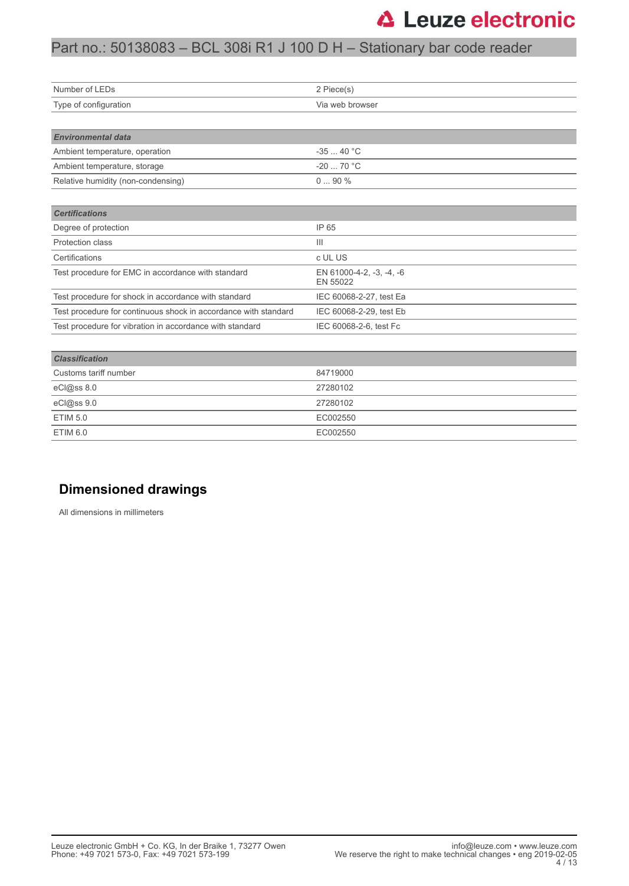| | |
|---|---|
| Number of LEDs | 2 Piece(s) |
| Type of configuration | Via web browser |

| ***Environmental data*** | |
|---|---|
| Ambient temperature, operation | -35 ... 40 °C |
| Ambient temperature, storage | -20 ... 70 °C |
| Relative humidity (non-condensing) | 0 ... 90 % |

| ***Certifications*** | |
|---|---|
| Degree of protection | IP 65 |
| Protection class | III |
| Certifications | c UL US |
| Test procedure for EMC in accordance with standard | EN 61000-4-2, -3, -4, -6<br>EN 55022 |
| Test procedure for shock in accordance with standard | IEC 60068-2-27, test Ea |
| Test procedure for continuous shock in accordance with standard | IEC 60068-2-29, test Eb |
| Test procedure for vibration in accordance with standard | IEC 60068-2-6, test Fc |

| ***Classification*** | |
|---|---|
| Customs tariff number | 84719000 |
| eCl@ss 8.0 | 27280102 |
| eCl@ss 9.0 | 27280102 |
| ETIM 5.0 | EC002550 |
| ETIM 6.0 | EC002550 |

## Dimensioned drawings

All dimensions in millimeters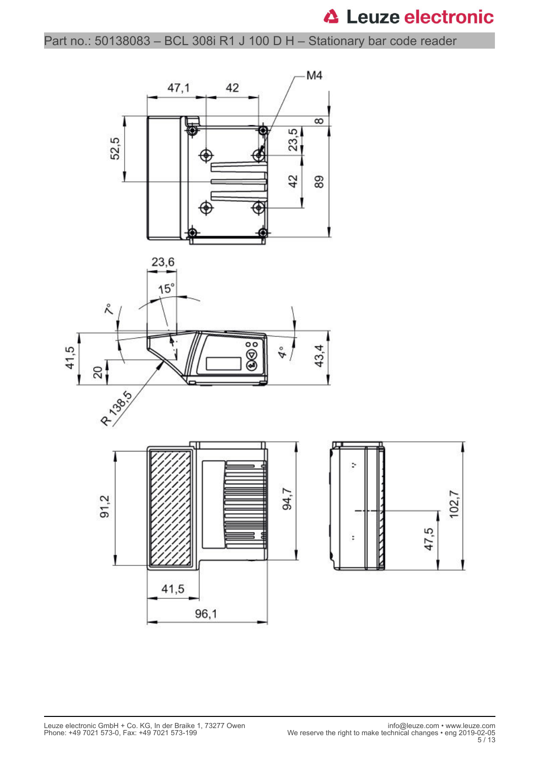Part no.: 50138083 – BCL 308i R1 J 100 D H – Stationary bar code reader

47,1 42 M4

52,5 8 23,5 42 89

23,6 15° 7° 4°

41,5 20 43,4

R 138,5

91,2 94,7 102,7 47,5

41,5

96,1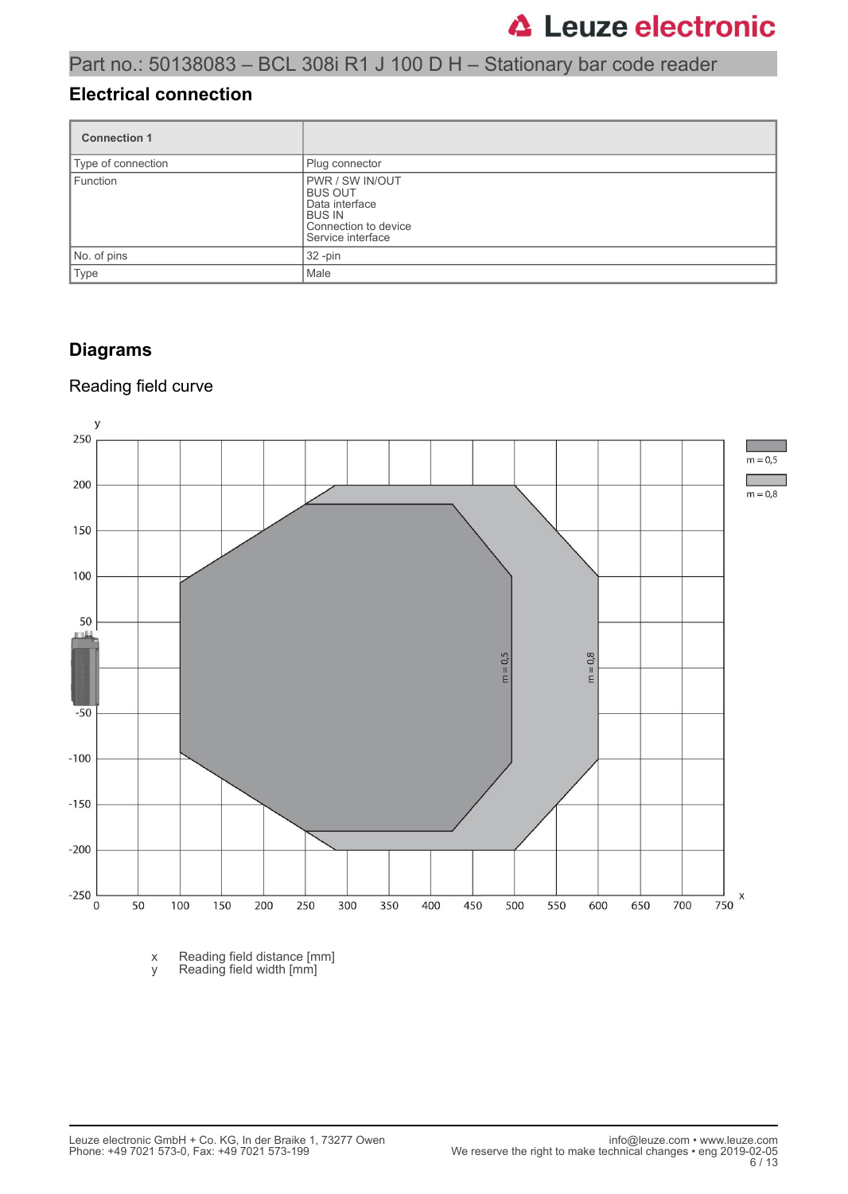Part no.: 50138083 – BCL 308i R1 J 100 D H – Stationary bar code reader

## Electrical connection

| Connection 1 | |
|---|---|
| Type of connection | Plug connector |
| Function | PWR / SW IN/OUT<br>BUS OUT<br>Data interface<br>BUS IN<br>Connection to device<br>Service interface |
| No. of pins | 32 -pin |
| Type | Male |

## Diagrams

### Reading field curve

x Reading field distance [mm]
y Reading field width [mm]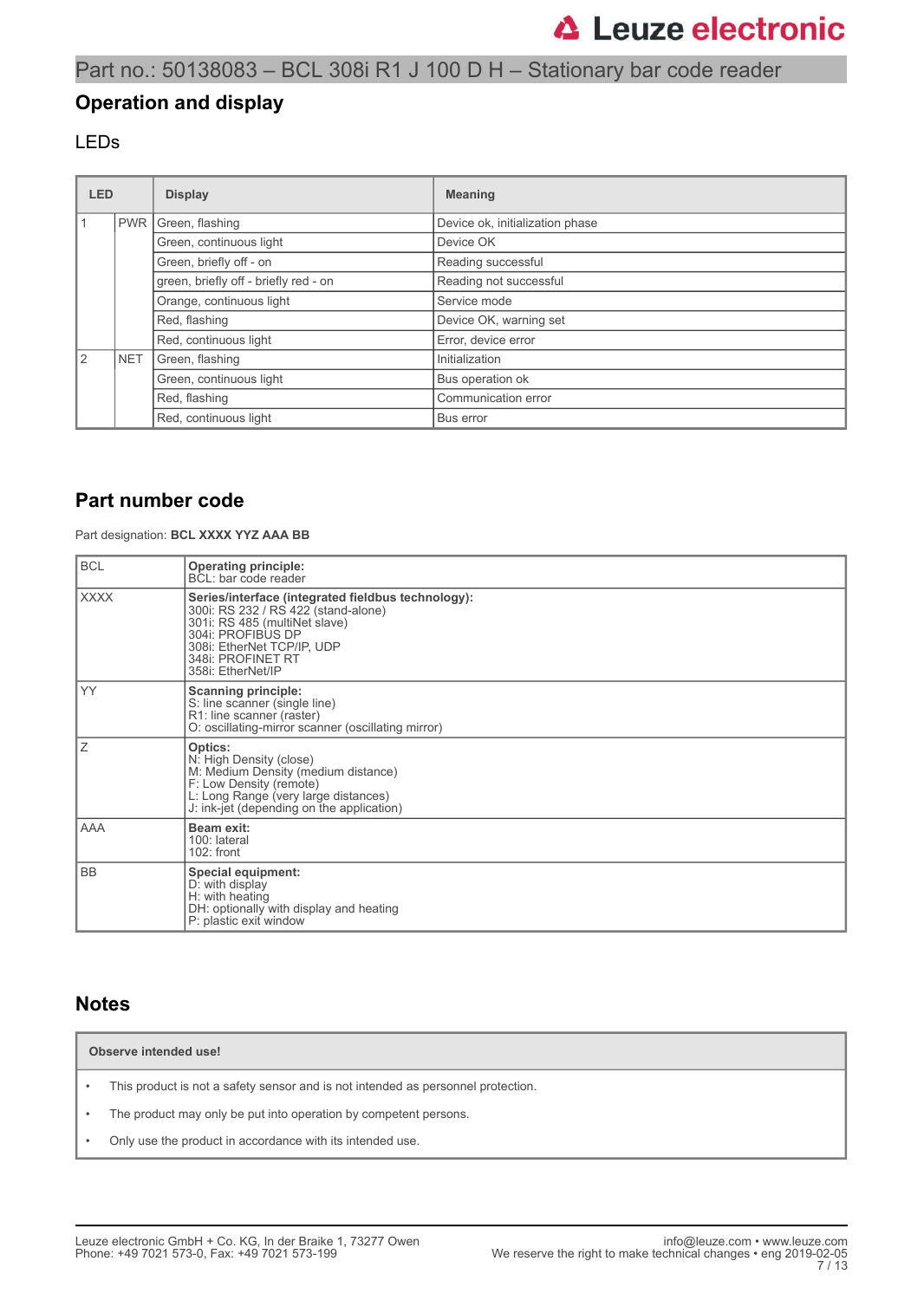## Operation and display

### LEDs

| LED | | Display | Meaning |
|---|---|---|---|
| 1 | PWR | Green, flashing | Device ok, initialization phase |
| | | Green, continuous light | Device OK |
| | | Green, briefly off - on | Reading successful |
| | | green, briefly off - briefly red - on | Reading not successful |
| | | Orange, continuous light | Service mode |
| | | Red, flashing | Device OK, warning set |
| | | Red, continuous light | Error, device error |
| 2 | NET | Green, flashing | Initialization |
| | | Green, continuous light | Bus operation ok |
| | | Red, flashing | Communication error |
| | | Red, continuous light | Bus error |

## Part number code

Part designation: **BCL XXXX YYZ AAA BB**

| | |
|---|---|
| BCL | **Operating principle:**<br>BCL: bar code reader |
| XXXX | **Series/interface (integrated fieldbus technology):**<br>300i: RS 232 / RS 422 (stand-alone)<br>301i: RS 485 (multiNet slave)<br>304i: PROFIBUS DP<br>308i: EtherNet TCP/IP, UDP<br>348i: PROFINET RT<br>358i: EtherNet/IP |
| YY | **Scanning principle:**<br>S: line scanner (single line)<br>R1: line scanner (raster)<br>O: oscillating-mirror scanner (oscillating mirror) |
| Z | **Optics:**<br>N: High Density (close)<br>M: Medium Density (medium distance)<br>F: Low Density (remote)<br>L: Long Range (very large distances)<br>J: ink-jet (depending on the application) |
| AAA | **Beam exit:**<br>100: lateral<br>102: front |
| BB | **Special equipment:**<br>D: with display<br>H: with heating<br>DH: optionally with display and heating<br>P: plastic exit window |

## Notes

**Observe intended use!**

- This product is not a safety sensor and is not intended as personnel protection.
- The product may only be put into operation by competent persons.
- Only use the product in accordance with its intended use.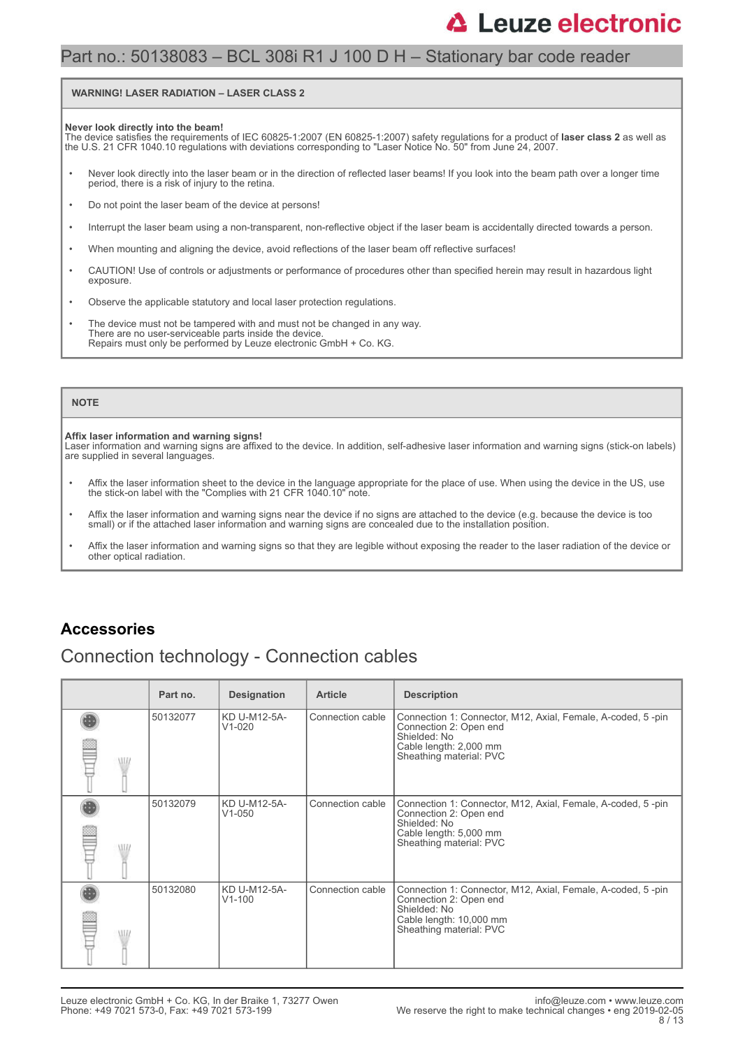**WARNING! LASER RADIATION – LASER CLASS 2**

**Never look directly into the beam!**
The device satisfies the requirements of IEC 60825-1:2007 (EN 60825-1:2007) safety regulations for a product of **laser class 2** as well as the U.S. 21 CFR 1040.10 regulations with deviations corresponding to "Laser Notice No. 50" from June 24, 2007.

- Never look directly into the laser beam or in the direction of reflected laser beams! If you look into the beam path over a longer time period, there is a risk of injury to the retina.
- Do not point the laser beam of the device at persons!
- Interrupt the laser beam using a non-transparent, non-reflective object if the laser beam is accidentally directed towards a person.
- When mounting and aligning the device, avoid reflections of the laser beam off reflective surfaces!
- CAUTION! Use of controls or adjustments or performance of procedures other than specified herein may result in hazardous light exposure.
- Observe the applicable statutory and local laser protection regulations.
- The device must not be tampered with and must not be changed in any way.
  There are no user-serviceable parts inside the device.
  Repairs must only be performed by Leuze electronic GmbH + Co. KG.

**NOTE**

**Affix laser information and warning signs!**
Laser information and warning signs are affixed to the device. In addition, self-adhesive laser information and warning signs (stick-on labels) are supplied in several languages.

- Affix the laser information sheet to the device in the language appropriate for the place of use. When using the device in the US, use the stick-on label with the "Complies with 21 CFR 1040.10" note.
- Affix the laser information and warning signs near the device if no signs are attached to the device (e.g. because the device is too small) or if the attached laser information and warning signs are concealed due to the installation position.
- Affix the laser information and warning signs so that they are legible without exposing the reader to the laser radiation of the device or other optical radiation.

## Accessories

### Connection technology - Connection cables

| | Part no. | Designation | Article | Description |
|---|---|---|---|---|
| | 50132077 | KD U-M12-5A-V1-020 | Connection cable | Connection 1: Connector, M12, Axial, Female, A-coded, 5 -pin<br>Connection 2: Open end<br>Shielded: No<br>Cable length: 2,000 mm<br>Sheathing material: PVC |
| | 50132079 | KD U-M12-5A-V1-050 | Connection cable | Connection 1: Connector, M12, Axial, Female, A-coded, 5 -pin<br>Connection 2: Open end<br>Shielded: No<br>Cable length: 5,000 mm<br>Sheathing material: PVC |
| | 50132080 | KD U-M12-5A-V1-100 | Connection cable | Connection 1: Connector, M12, Axial, Female, A-coded, 5 -pin<br>Connection 2: Open end<br>Shielded: No<br>Cable length: 10,000 mm<br>Sheathing material: PVC |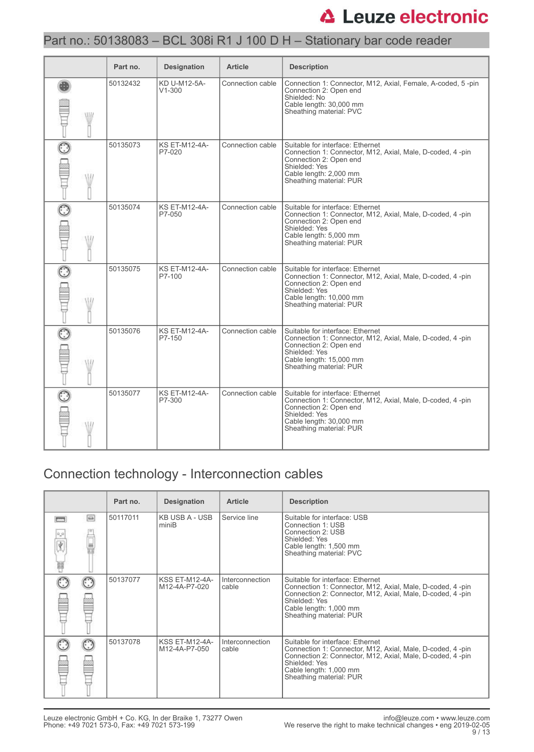## Part no.: 50138083 – BCL 308i R1 J 100 D H – Stationary bar code reader

| | Part no. | Designation | Article | Description |
|---|---|---|---|---|
| | 50132432 | KD U-M12-5A-V1-300 | Connection cable | Connection 1: Connector, M12, Axial, Female, A-coded, 5 -pin<br>Connection 2: Open end<br>Shielded: No<br>Cable length: 30,000 mm<br>Sheathing material: PVC |
| | 50135073 | KS ET-M12-4A-P7-020 | Connection cable | Suitable for interface: Ethernet<br>Connection 1: Connector, M12, Axial, Male, D-coded, 4 -pin<br>Connection 2: Open end<br>Shielded: Yes<br>Cable length: 2,000 mm<br>Sheathing material: PUR |
| | 50135074 | KS ET-M12-4A-P7-050 | Connection cable | Suitable for interface: Ethernet<br>Connection 1: Connector, M12, Axial, Male, D-coded, 4 -pin<br>Connection 2: Open end<br>Shielded: Yes<br>Cable length: 5,000 mm<br>Sheathing material: PUR |
| | 50135075 | KS ET-M12-4A-P7-100 | Connection cable | Suitable for interface: Ethernet<br>Connection 1: Connector, M12, Axial, Male, D-coded, 4 -pin<br>Connection 2: Open end<br>Shielded: Yes<br>Cable length: 10,000 mm<br>Sheathing material: PUR |
| | 50135076 | KS ET-M12-4A-P7-150 | Connection cable | Suitable for interface: Ethernet<br>Connection 1: Connector, M12, Axial, Male, D-coded, 4 -pin<br>Connection 2: Open end<br>Shielded: Yes<br>Cable length: 15,000 mm<br>Sheathing material: PUR |
| | 50135077 | KS ET-M12-4A-P7-300 | Connection cable | Suitable for interface: Ethernet<br>Connection 1: Connector, M12, Axial, Male, D-coded, 4 -pin<br>Connection 2: Open end<br>Shielded: Yes<br>Cable length: 30,000 mm<br>Sheathing material: PUR |

## Connection technology - Interconnection cables

| | Part no. | Designation | Article | Description |
|---|---|---|---|---|
| | 50117011 | KB USB A - USB miniB | Service line | Suitable for interface: USB<br>Connection 1: USB<br>Connection 2: USB<br>Shielded: Yes<br>Cable length: 1,500 mm<br>Sheathing material: PVC |
| | 50137077 | KSS ET-M12-4A-M12-4A-P7-020 | Interconnection cable | Suitable for interface: Ethernet<br>Connection 1: Connector, M12, Axial, Male, D-coded, 4 -pin<br>Connection 2: Connector, M12, Axial, Male, D-coded, 4 -pin<br>Shielded: Yes<br>Cable length: 1,000 mm<br>Sheathing material: PUR |
| | 50137078 | KSS ET-M12-4A-M12-4A-P7-050 | Interconnection cable | Suitable for interface: Ethernet<br>Connection 1: Connector, M12, Axial, Male, D-coded, 4 -pin<br>Connection 2: Connector, M12, Axial, Male, D-coded, 4 -pin<br>Shielded: Yes<br>Cable length: 1,000 mm<br>Sheathing material: PUR |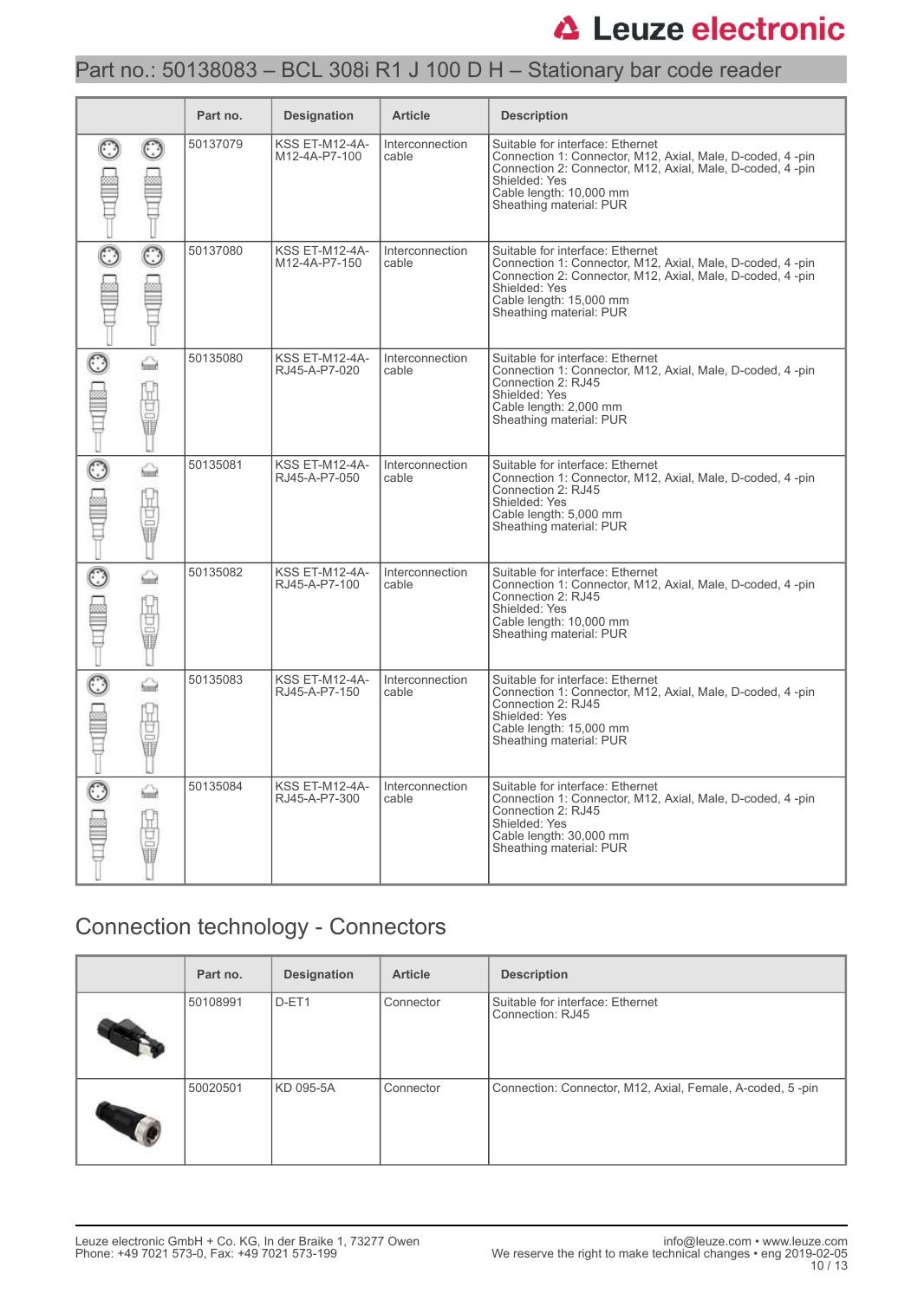Part no.: 50138083 – BCL 308i R1 J 100 D H – Stationary bar code reader

| | Part no. | Designation | Article | Description |
|---|---|---|---|---|
| | 50137079 | KSS ET-M12-4A-M12-4A-P7-100 | Interconnection cable | Suitable for interface: Ethernet<br>Connection 1: Connector, M12, Axial, Male, D-coded, 4 -pin<br>Connection 2: Connector, M12, Axial, Male, D-coded, 4 -pin<br>Shielded: Yes<br>Cable length: 10,000 mm<br>Sheathing material: PUR |
| | 50137080 | KSS ET-M12-4A-M12-4A-P7-150 | Interconnection cable | Suitable for interface: Ethernet<br>Connection 1: Connector, M12, Axial, Male, D-coded, 4 -pin<br>Connection 2: Connector, M12, Axial, Male, D-coded, 4 -pin<br>Shielded: Yes<br>Cable length: 15,000 mm<br>Sheathing material: PUR |
| | 50135080 | KSS ET-M12-4A-RJ45-A-P7-020 | Interconnection cable | Suitable for interface: Ethernet<br>Connection 1: Connector, M12, Axial, Male, D-coded, 4 -pin<br>Connection 2: RJ45<br>Shielded: Yes<br>Cable length: 2,000 mm<br>Sheathing material: PUR |
| | 50135081 | KSS ET-M12-4A-RJ45-A-P7-050 | Interconnection cable | Suitable for interface: Ethernet<br>Connection 1: Connector, M12, Axial, Male, D-coded, 4 -pin<br>Connection 2: RJ45<br>Shielded: Yes<br>Cable length: 5,000 mm<br>Sheathing material: PUR |
| | 50135082 | KSS ET-M12-4A-RJ45-A-P7-100 | Interconnection cable | Suitable for interface: Ethernet<br>Connection 1: Connector, M12, Axial, Male, D-coded, 4 -pin<br>Connection 2: RJ45<br>Shielded: Yes<br>Cable length: 10,000 mm<br>Sheathing material: PUR |
| | 50135083 | KSS ET-M12-4A-RJ45-A-P7-150 | Interconnection cable | Suitable for interface: Ethernet<br>Connection 1: Connector, M12, Axial, Male, D-coded, 4 -pin<br>Connection 2: RJ45<br>Shielded: Yes<br>Cable length: 15,000 mm<br>Sheathing material: PUR |
| | 50135084 | KSS ET-M12-4A-RJ45-A-P7-300 | Interconnection cable | Suitable for interface: Ethernet<br>Connection 1: Connector, M12, Axial, Male, D-coded, 4 -pin<br>Connection 2: RJ45<br>Shielded: Yes<br>Cable length: 30,000 mm<br>Sheathing material: PUR |

## Connection technology - Connectors

| | Part no. | Designation | Article | Description |
|---|---|---|---|---|
| | 50108991 | D-ET1 | Connector | Suitable for interface: Ethernet<br>Connection: RJ45 |
| | 50020501 | KD 095-5A | Connector | Connection: Connector, M12, Axial, Female, A-coded, 5 -pin |

Leuze electronic GmbH + Co. KG, In der Braike 1, 73277 Owen
Phone: +49 7021 573-0, Fax: +49 7021 573-199

info@leuze.com • www.leuze.com
We reserve the right to make technical changes • eng 2019-02-05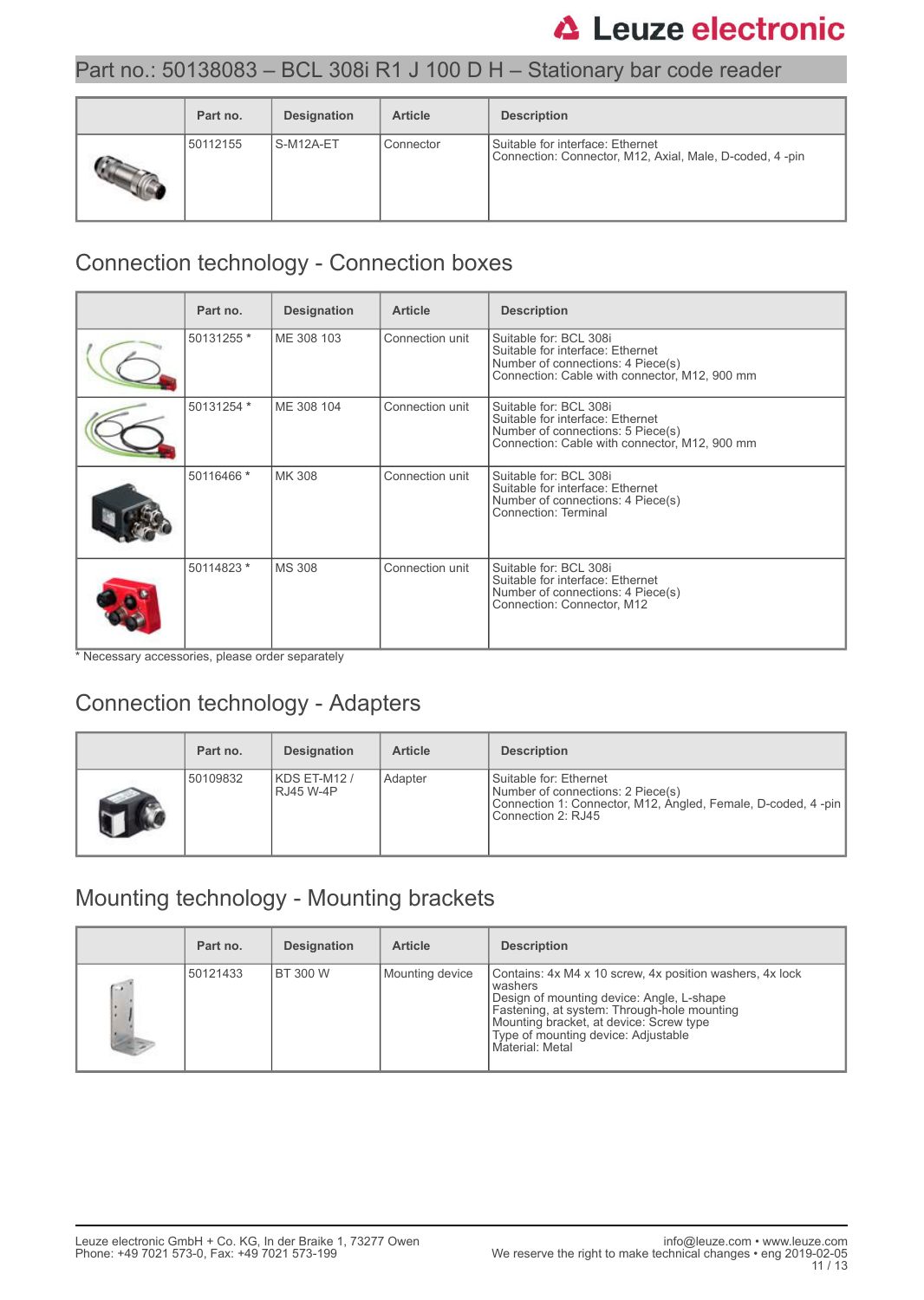## Part no.: 50138083 – BCL 308i R1 J 100 D H – Stationary bar code reader

| | Part no. | Designation | Article | Description |
|---|---|---|---|---|
| | 50112155 | S-M12A-ET | Connector | Suitable for interface: Ethernet<br>Connection: Connector, M12, Axial, Male, D-coded, 4 -pin |

## Connection technology - Connection boxes

| | Part no. | Designation | Article | Description |
|---|---|---|---|---|
| | 50131255 * | ME 308 103 | Connection unit | Suitable for: BCL 308i<br>Suitable for interface: Ethernet<br>Number of connections: 4 Piece(s)<br>Connection: Cable with connector, M12, 900 mm |
| | 50131254 * | ME 308 104 | Connection unit | Suitable for: BCL 308i<br>Suitable for interface: Ethernet<br>Number of connections: 5 Piece(s)<br>Connection: Cable with connector, M12, 900 mm |
| | 50116466 * | MK 308 | Connection unit | Suitable for: BCL 308i<br>Suitable for interface: Ethernet<br>Number of connections: 4 Piece(s)<br>Connection: Terminal |
| | 50114823 * | MS 308 | Connection unit | Suitable for: BCL 308i<br>Suitable for interface: Ethernet<br>Number of connections: 4 Piece(s)<br>Connection: Connector, M12 |

* Necessary accessories, please order separately

## Connection technology - Adapters

| | Part no. | Designation | Article | Description |
|---|---|---|---|---|
| | 50109832 | KDS ET-M12 / RJ45 W-4P | Adapter | Suitable for: Ethernet<br>Number of connections: 2 Piece(s)<br>Connection 1: Connector, M12, Angled, Female, D-coded, 4 -pin<br>Connection 2: RJ45 |

## Mounting technology - Mounting brackets

| | Part no. | Designation | Article | Description |
|---|---|---|---|---|
| | 50121433 | BT 300 W | Mounting device | Contains: 4x M4 x 10 screw, 4x position washers, 4x lock washers<br>Design of mounting device: Angle, L-shape<br>Fastening, at system: Through-hole mounting<br>Mounting bracket, at device: Screw type<br>Type of mounting device: Adjustable<br>Material: Metal |

Leuze electronic GmbH + Co. KG, In der Braike 1, 73277 Owen
Phone: +49 7021 573-0, Fax: +49 7021 573-199

info@leuze.com • www.leuze.com
We reserve the right to make technical changes • eng 2019-02-05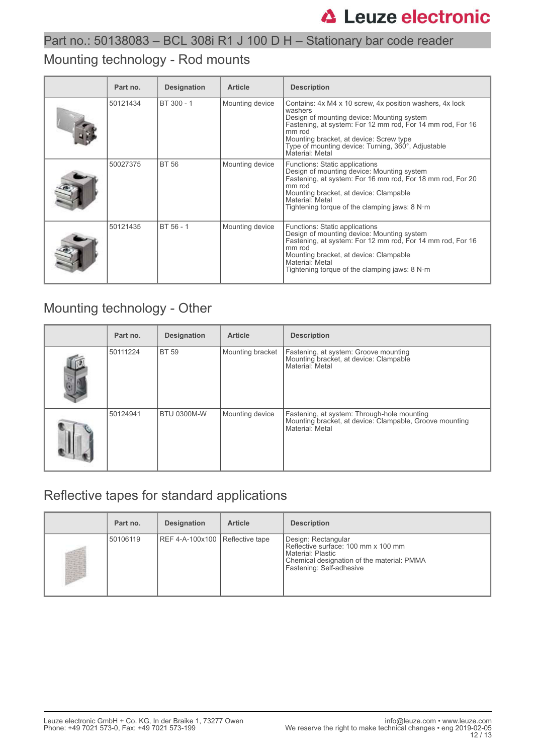Part no.: 50138083 – BCL 308i R1 J 100 D H – Stationary bar code reader

## Mounting technology - Rod mounts

| | Part no. | Designation | Article | Description |
|---|---|---|---|---|
| | 50121434 | BT 300 - 1 | Mounting device | Contains: 4x M4 x 10 screw, 4x position washers, 4x lock washers<br>Design of mounting device: Mounting system<br>Fastening, at system: For 12 mm rod, For 14 mm rod, For 16 mm rod<br>Mounting bracket, at device: Screw type<br>Type of mounting device: Turning, 360°, Adjustable<br>Material: Metal |
| | 50027375 | BT 56 | Mounting device | Functions: Static applications<br>Design of mounting device: Mounting system<br>Fastening, at system: For 16 mm rod, For 18 mm rod, For 20 mm rod<br>Mounting bracket, at device: Clampable<br>Material: Metal<br>Tightening torque of the clamping jaws: 8 N·m |
| | 50121435 | BT 56 - 1 | Mounting device | Functions: Static applications<br>Design of mounting device: Mounting system<br>Fastening, at system: For 12 mm rod, For 14 mm rod, For 16 mm rod<br>Mounting bracket, at device: Clampable<br>Material: Metal<br>Tightening torque of the clamping jaws: 8 N·m |

## Mounting technology - Other

| | Part no. | Designation | Article | Description |
|---|---|---|---|---|
| | 50111224 | BT 59 | Mounting bracket | Fastening, at system: Groove mounting<br>Mounting bracket, at device: Clampable<br>Material: Metal |
| | 50124941 | BTU 0300M-W | Mounting device | Fastening, at system: Through-hole mounting<br>Mounting bracket, at device: Clampable, Groove mounting<br>Material: Metal |

## Reflective tapes for standard applications

| | Part no. | Designation | Article | Description |
|---|---|---|---|---|
| | 50106119 | REF 4-A-100x100 | Reflective tape | Design: Rectangular<br>Reflective surface: 100 mm x 100 mm<br>Material: Plastic<br>Chemical designation of the material: PMMA<br>Fastening: Self-adhesive |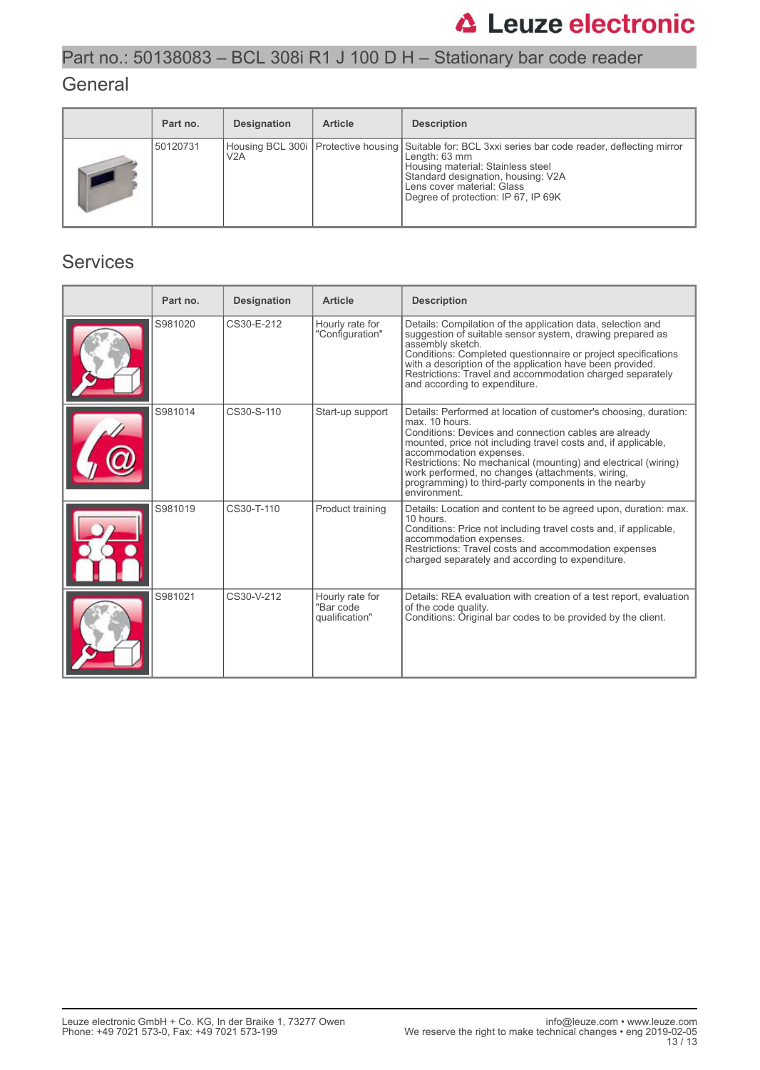Part no.: 50138083 – BCL 308i R1 J 100 D H – Stationary bar code reader

## General

| | Part no. | Designation | Article | Description |
|---|---|---|---|---|
| | 50120731 | Housing BCL 300i V2A | Protective housing | Suitable for: BCL 3xxi series bar code reader, deflecting mirror<br>Length: 63 mm<br>Housing material: Stainless steel<br>Standard designation, housing: V2A<br>Lens cover material: Glass<br>Degree of protection: IP 67, IP 69K |

## Services

| | Part no. | Designation | Article | Description |
|---|---|---|---|---|
| | S981020 | CS30-E-212 | Hourly rate for "Configuration" | Details: Compilation of the application data, selection and suggestion of suitable sensor system, drawing prepared as assembly sketch.<br>Conditions: Completed questionnaire or project specifications with a description of the application have been provided.<br>Restrictions: Travel and accommodation charged separately and according to expenditure. |
| | S981014 | CS30-S-110 | Start-up support | Details: Performed at location of customer's choosing, duration: max. 10 hours.<br>Conditions: Devices and connection cables are already mounted, price not including travel costs and, if applicable, accommodation expenses.<br>Restrictions: No mechanical (mounting) and electrical (wiring) work performed, no changes (attachments, wiring, programming) to third-party components in the nearby environment. |
| | S981019 | CS30-T-110 | Product training | Details: Location and content to be agreed upon, duration: max. 10 hours.<br>Conditions: Price not including travel costs and, if applicable, accommodation expenses.<br>Restrictions: Travel costs and accommodation expenses charged separately and according to expenditure. |
| | S981021 | CS30-V-212 | Hourly rate for "Bar code qualification" | Details: REA evaluation with creation of a test report, evaluation of the code quality.<br>Conditions: Original bar codes to be provided by the client. |